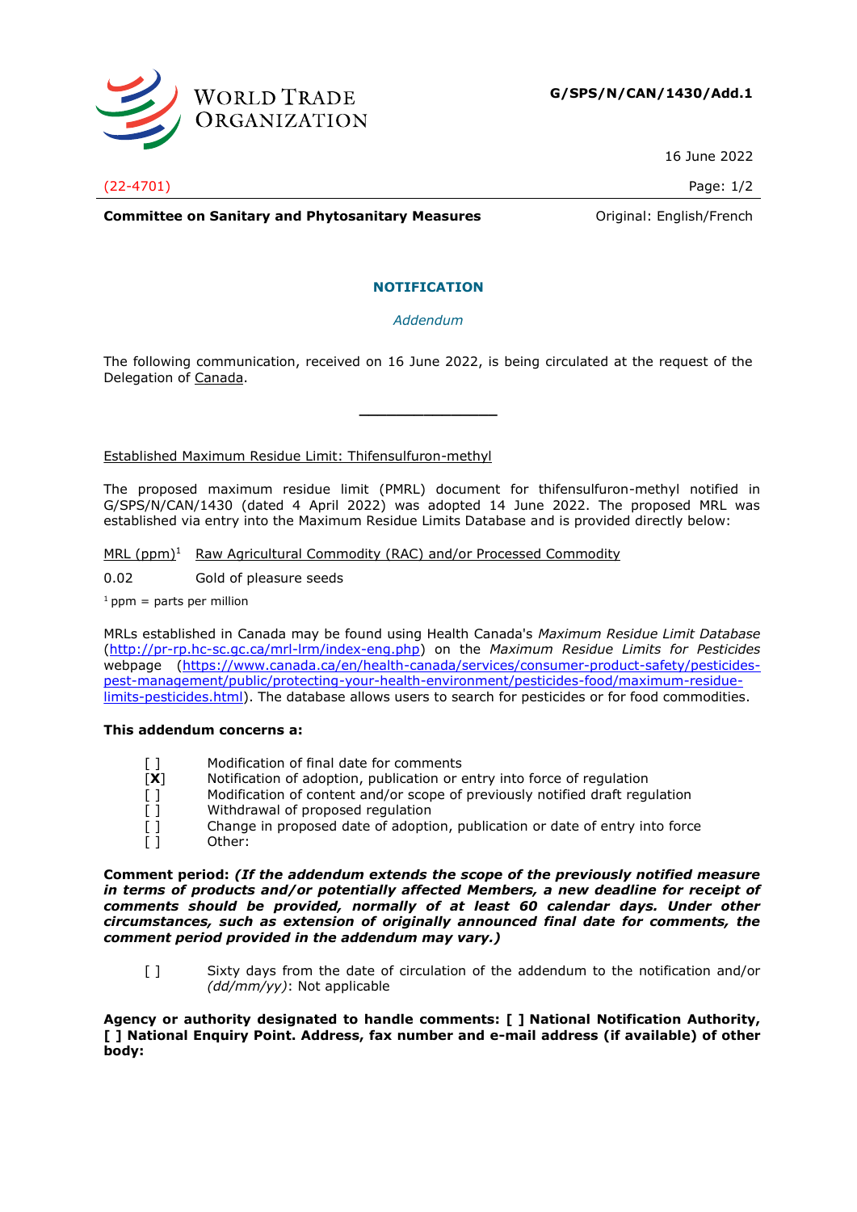**G/SPS/N/CAN/1430/Add.1**

16 June 2022

(22-4701)

**Committee on Sanitary and Phytosanitary Measures**

Original: English/French

## NOTIFICATION

*Addendum*

The following communication, received on 16 June 2022, is being circulated at the request of the Delegation of Canada.

---

Established Maximum Residue Limit: Thifensulfuron-methyl

The proposed maximum residue limit (PMRL) document for thifensulfuron-methyl notified in G/SPS/N/CAN/1430 (dated 4 April 2022) was adopted 14 June 2022. The proposed MRL was established via entry into the Maximum Residue Limits Database and is provided directly below:

| MRL (ppm)[1] | Raw Agricultural Commodity (RAC) and/or Processed Commodity |
|---|---|
| 0.02 | Gold of pleasure seeds |

[1] ppm = parts per million

MRLs established in Canada may be found using Health Canada's *Maximum Residue Limit Database* (http://pr-rp.hc-sc.gc.ca/mrl-lrm/index-eng.php) on the *Maximum Residue Limits for Pesticides* webpage (https://www.canada.ca/en/health-canada/services/consumer-product-safety/pesticides-pest-management/public/protecting-your-health-environment/pesticides-food/maximum-residue-limits-pesticides.html). The database allows users to search for pesticides or for food commodities.

**This addendum concerns a:**

- [ ] Modification of final date for comments
- [**X**] Notification of adoption, publication or entry into force of regulation
- [ ] Modification of content and/or scope of previously notified draft regulation
- [ ] Withdrawal of proposed regulation
- [ ] Change in proposed date of adoption, publication or date of entry into force
- [ ] Other:

**Comment period:** ***(If the addendum extends the scope of the previously notified measure in terms of products and/or potentially affected Members, a new deadline for receipt of comments should be provided, normally of at least 60 calendar days. Under other circumstances, such as extension of originally announced final date for comments, the comment period provided in the addendum may vary.)***

- [ ] Sixty days from the date of circulation of the addendum to the notification and/or *(dd/mm/yy)*: Not applicable

**Agency or authority designated to handle comments: [ ] National Notification Authority, [ ] National Enquiry Point. Address, fax number and e-mail address (if available) of other body:**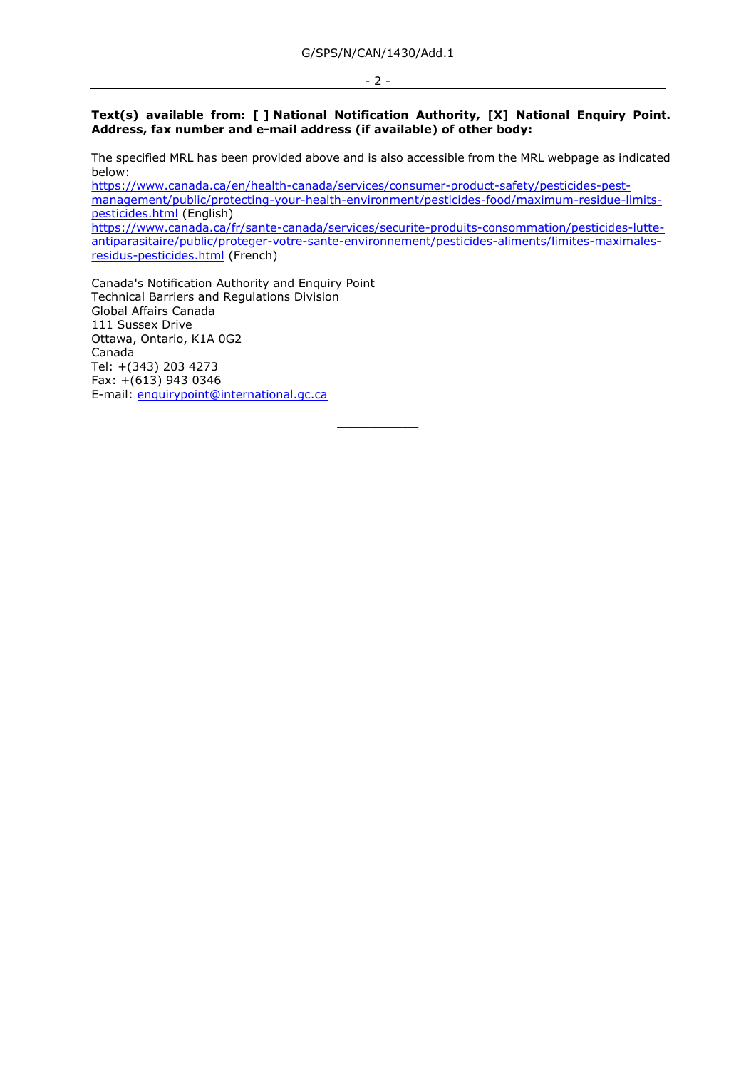**Text(s) available from: [ ] National Notification Authority, [X] National Enquiry Point. Address, fax number and e-mail address (if available) of other body:**

The specified MRL has been provided above and is also accessible from the MRL webpage as indicated below:
https://www.canada.ca/en/health-canada/services/consumer-product-safety/pesticides-pest-management/public/protecting-your-health-environment/pesticides-food/maximum-residue-limits-pesticides.html (English)
https://www.canada.ca/fr/sante-canada/services/securite-produits-consommation/pesticides-lutte-antiparasitaire/public/proteger-votre-sante-environnement/pesticides-aliments/limites-maximales-residus-pesticides.html (French)

Canada's Notification Authority and Enquiry Point
Technical Barriers and Regulations Division
Global Affairs Canada
111 Sussex Drive
Ottawa, Ontario, K1A 0G2
Canada
Tel: +(343) 203 4273
Fax: +(613) 943 0346
E-mail: enquirypoint@international.gc.ca